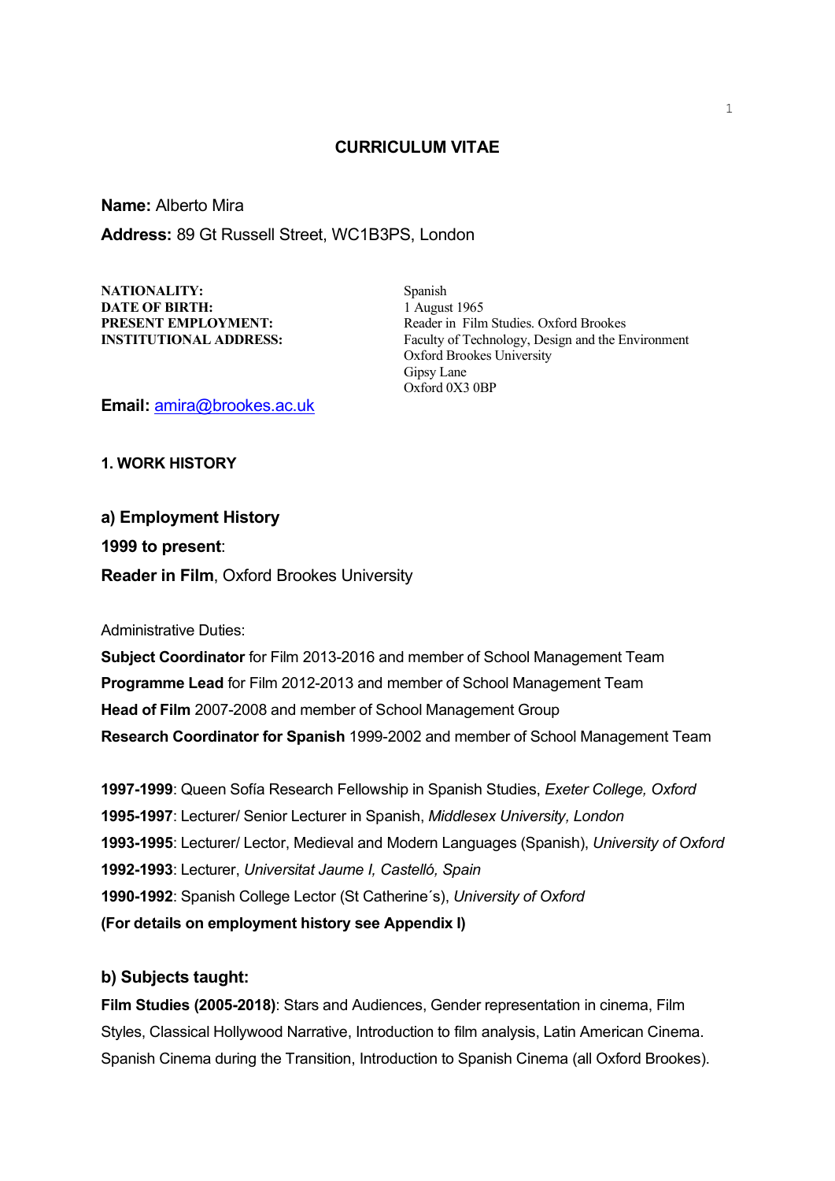# CURRICULUM VITAE

**Name:** Alberto Mira

**Address:** 89 Gt Russell Street, WC1B3PS, London

**NATIONALITY:** Spanish
**DATE OF BIRTH:** 1 August 1965
**PRESENT EMPLOYMENT:** Reader in Film Studies. Oxford Brookes
**INSTITUTIONAL ADDRESS:** Faculty of Technology, Design and the Environment
Oxford Brookes University
Gipsy Lane
Oxford 0X3 0BP

**Email:** amira@brookes.ac.uk

## 1. WORK HISTORY

### a) Employment History

**1999 to present**:

**Reader in Film**, Oxford Brookes University

Administrative Duties:

**Subject Coordinator** for Film 2013-2016 and member of School Management Team
**Programme Lead** for Film 2012-2013 and member of School Management Team
**Head of Film** 2007-2008 and member of School Management Group
**Research Coordinator for Spanish** 1999-2002 and member of School Management Team

**1997-1999**: Queen Sofía Research Fellowship in Spanish Studies, *Exeter College, Oxford*
**1995-1997**: Lecturer/ Senior Lecturer in Spanish, *Middlesex University, London*
**1993-1995**: Lecturer/ Lector, Medieval and Modern Languages (Spanish), *University of Oxford*
**1992-1993**: Lecturer, *Universitat Jaume I, Castelló, Spain*
**1990-1992**: Spanish College Lector (St Catherine´s), *University of Oxford*
**(For details on employment history see Appendix I)**

### b) Subjects taught:

**Film Studies (2005-2018)**: Stars and Audiences, Gender representation in cinema, Film Styles, Classical Hollywood Narrative, Introduction to film analysis, Latin American Cinema. Spanish Cinema during the Transition, Introduction to Spanish Cinema (all Oxford Brookes).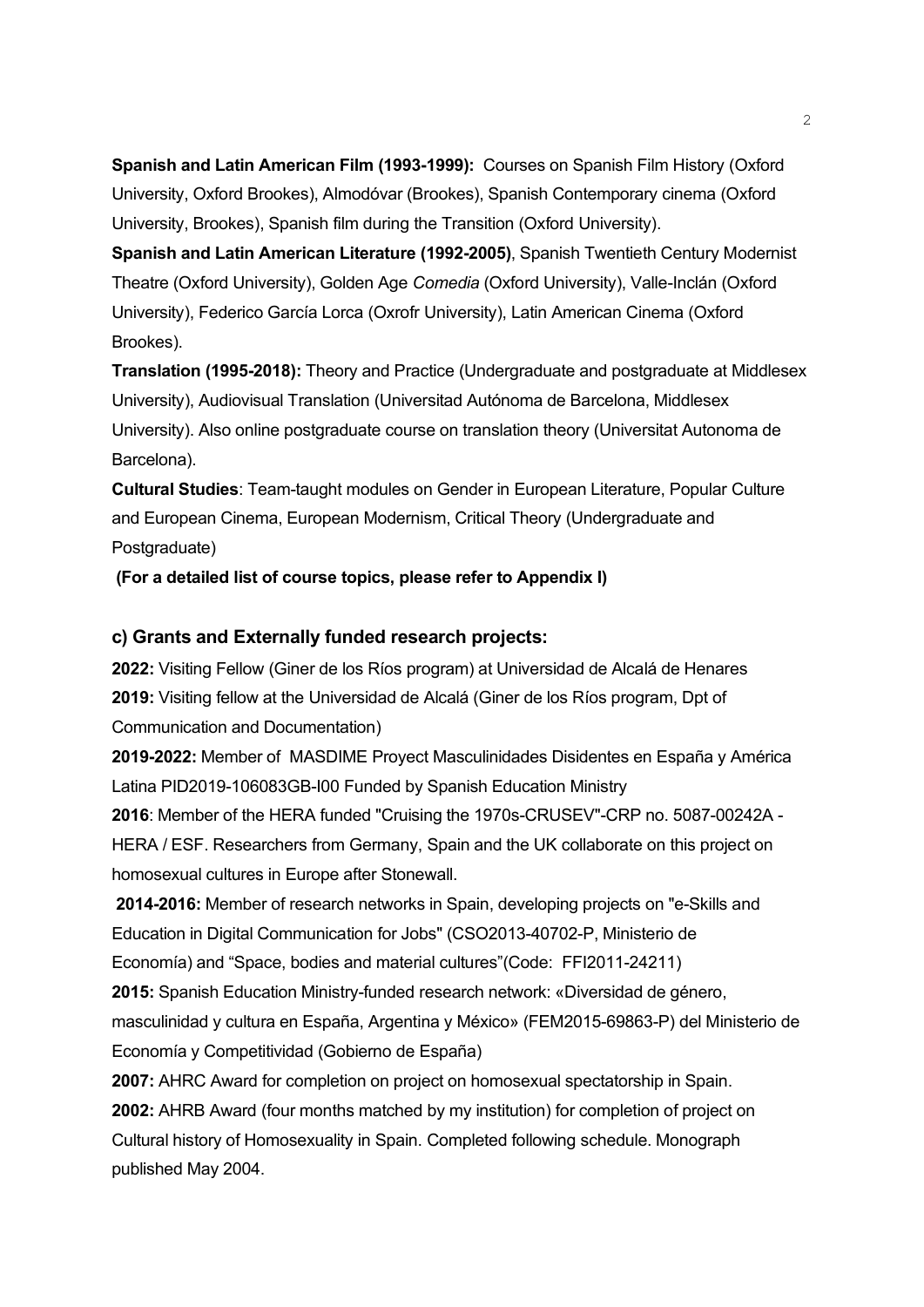**Spanish and Latin American Film (1993-1999):** Courses on Spanish Film History (Oxford University, Oxford Brookes), Almodóvar (Brookes), Spanish Contemporary cinema (Oxford University, Brookes), Spanish film during the Transition (Oxford University).

**Spanish and Latin American Literature (1992-2005)**, Spanish Twentieth Century Modernist Theatre (Oxford University), Golden Age *Comedia* (Oxford University), Valle-Inclán (Oxford University), Federico García Lorca (Oxrofr University), Latin American Cinema (Oxford Brookes).

**Translation (1995-2018):** Theory and Practice (Undergraduate and postgraduate at Middlesex University), Audiovisual Translation (Universitad Autónoma de Barcelona, Middlesex University). Also online postgraduate course on translation theory (Universitat Autonoma de Barcelona).

**Cultural Studies**: Team-taught modules on Gender in European Literature, Popular Culture and European Cinema, European Modernism, Critical Theory (Undergraduate and Postgraduate)

**(For a detailed list of course topics, please refer to Appendix I)**

### c) Grants and Externally funded research projects:

**2022:** Visiting Fellow (Giner de los Ríos program) at Universidad de Alcalá de Henares

**2019:** Visiting fellow at the Universidad de Alcalá (Giner de los Ríos program, Dpt of Communication and Documentation)

**2019-2022:** Member of MASDIME Proyect Masculinidades Disidentes en España y América Latina PID2019-106083GB-I00 Funded by Spanish Education Ministry

**2016**: Member of the HERA funded "Cruising the 1970s-CRUSEV"-CRP no. 5087-00242A - HERA / ESF. Researchers from Germany, Spain and the UK collaborate on this project on homosexual cultures in Europe after Stonewall.

**2014-2016:** Member of research networks in Spain, developing projects on "e-Skills and Education in Digital Communication for Jobs" (CSO2013-40702-P, Ministerio de Economía) and "Space, bodies and material cultures"(Code: FFI2011-24211)

**2015:** Spanish Education Ministry-funded research network: «Diversidad de género, masculinidad y cultura en España, Argentina y México» (FEM2015-69863-P) del Ministerio de Economía y Competitividad (Gobierno de España)

**2007:** AHRC Award for completion on project on homosexual spectatorship in Spain.

**2002:** AHRB Award (four months matched by my institution) for completion of project on Cultural history of Homosexuality in Spain. Completed following schedule. Monograph published May 2004.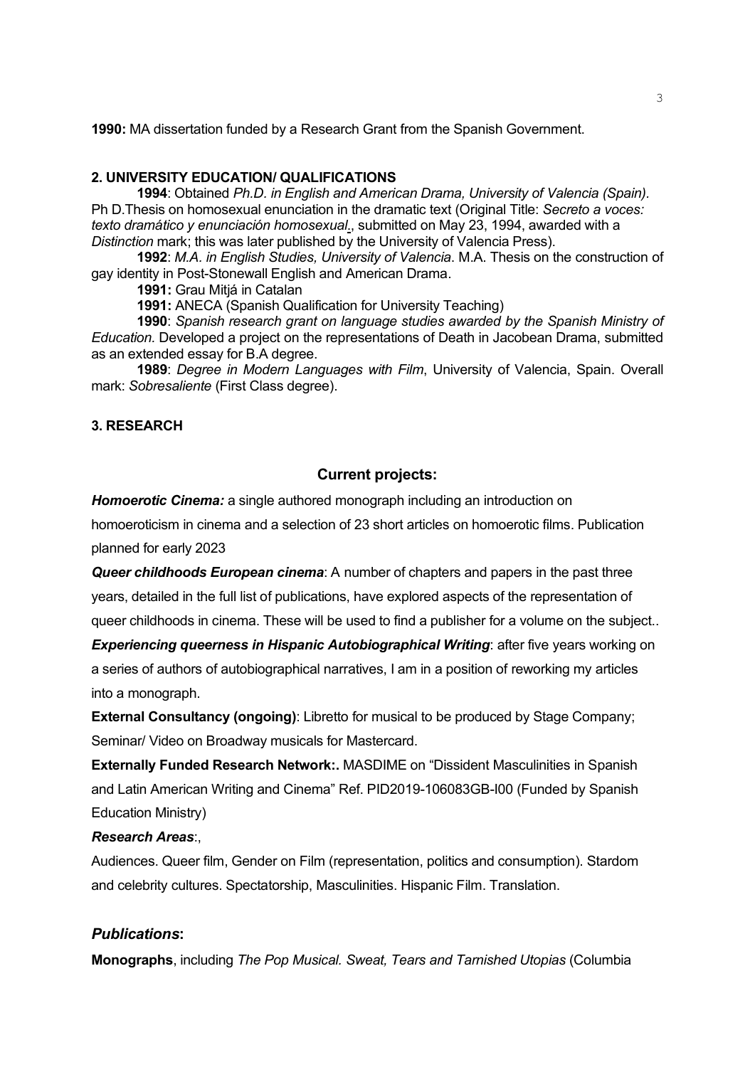**1990:** MA dissertation funded by a Research Grant from the Spanish Government.

## 2. UNIVERSITY EDUCATION/ QUALIFICATIONS

**1994**: Obtained *Ph.D. in English and American Drama, University of Valencia (Spain).* Ph D.Thesis on homosexual enunciation in the dramatic text (Original Title: *Secreto a voces: texto dramático y enunciación homosexual*., submitted on May 23, 1994, awarded with a *Distinction* mark; this was later published by the University of Valencia Press).

**1992**: *M.A. in English Studies, University of Valencia*. M.A. Thesis on the construction of gay identity in Post-Stonewall English and American Drama.

**1991:** Grau Mitjá in Catalan

**1991:** ANECA (Spanish Qualification for University Teaching)

**1990**: *Spanish research grant on language studies awarded by the Spanish Ministry of Education.* Developed a project on the representations of Death in Jacobean Drama, submitted as an extended essay for B.A degree.

**1989**: *Degree in Modern Languages with Film*, University of Valencia, Spain. Overall mark: *Sobresaliente* (First Class degree).

## 3. RESEARCH

### Current projects:

***Homoerotic Cinema:*** a single authored monograph including an introduction on homoeroticism in cinema and a selection of 23 short articles on homoerotic films. Publication planned for early 2023

***Queer childhoods European cinema***: A number of chapters and papers in the past three years, detailed in the full list of publications, have explored aspects of the representation of queer childhoods in cinema. These will be used to find a publisher for a volume on the subject..

***Experiencing queerness in Hispanic Autobiographical Writing***: after five years working on a series of authors of autobiographical narratives, I am in a position of reworking my articles into a monograph.

**External Consultancy (ongoing)**: Libretto for musical to be produced by Stage Company; Seminar/ Video on Broadway musicals for Mastercard.

**Externally Funded Research Network:.** MASDIME on "Dissident Masculinities in Spanish and Latin American Writing and Cinema" Ref. PID2019-106083GB-I00 (Funded by Spanish Education Ministry)

***Research Areas***:,

Audiences. Queer film, Gender on Film (representation, politics and consumption). Stardom and celebrity cultures. Spectatorship, Masculinities. Hispanic Film. Translation.

### *Publications*:

**Monographs**, including *The Pop Musical. Sweat, Tears and Tarnished Utopias* (Columbia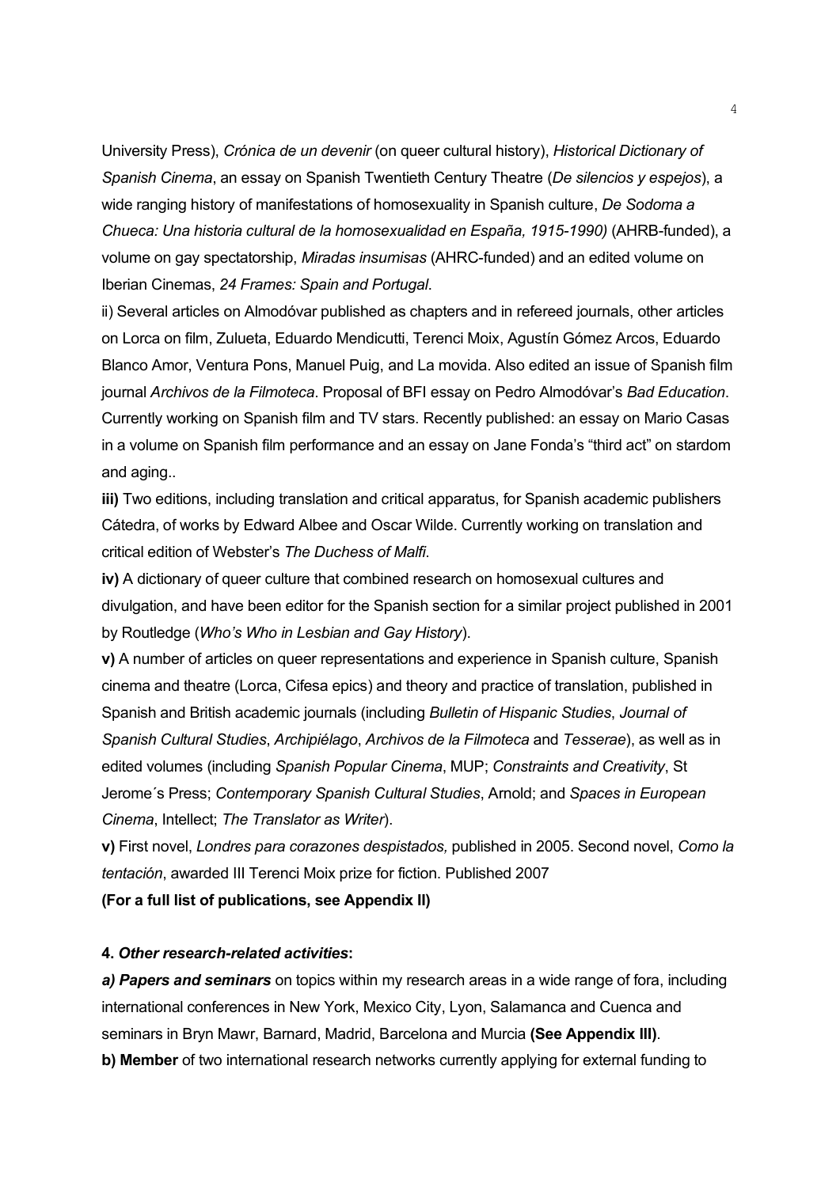University Press), *Crónica de un devenir* (on queer cultural history), *Historical Dictionary of Spanish Cinema*, an essay on Spanish Twentieth Century Theatre (*De silencios y espejos*), a wide ranging history of manifestations of homosexuality in Spanish culture, *De Sodoma a Chueca: Una historia cultural de la homosexualidad en España, 1915-1990)* (AHRB-funded), a volume on gay spectatorship, *Miradas insumisas* (AHRC-funded) and an edited volume on Iberian Cinemas, *24 Frames: Spain and Portugal*.

ii) Several articles on Almodóvar published as chapters and in refereed journals, other articles on Lorca on film, Zulueta, Eduardo Mendicutti, Terenci Moix, Agustín Gómez Arcos, Eduardo Blanco Amor, Ventura Pons, Manuel Puig, and La movida. Also edited an issue of Spanish film journal *Archivos de la Filmoteca*. Proposal of BFI essay on Pedro Almodóvar's *Bad Education*. Currently working on Spanish film and TV stars. Recently published: an essay on Mario Casas in a volume on Spanish film performance and an essay on Jane Fonda's "third act" on stardom and aging..

**iii)** Two editions, including translation and critical apparatus, for Spanish academic publishers Cátedra, of works by Edward Albee and Oscar Wilde. Currently working on translation and critical edition of Webster's *The Duchess of Malfi*.

**iv)** A dictionary of queer culture that combined research on homosexual cultures and divulgation, and have been editor for the Spanish section for a similar project published in 2001 by Routledge (*Who's Who in Lesbian and Gay History*).

**v)** A number of articles on queer representations and experience in Spanish culture, Spanish cinema and theatre (Lorca, Cifesa epics) and theory and practice of translation, published in Spanish and British academic journals (including *Bulletin of Hispanic Studies*, *Journal of Spanish Cultural Studies*, *Archipiélago*, *Archivos de la Filmoteca* and *Tesserae*), as well as in edited volumes (including *Spanish Popular Cinema*, MUP; *Constraints and Creativity*, St Jerome´s Press; *Contemporary Spanish Cultural Studies*, Arnold; and *Spaces in European Cinema*, Intellect; *The Translator as Writer*).

**v)** First novel, *Londres para corazones despistados,* published in 2005. Second novel, *Como la tentación*, awarded III Terenci Moix prize for fiction. Published 2007

**(For a full list of publications, see Appendix II)**

**4. *Other research-related activities*:**

***a) Papers and seminars*** on topics within my research areas in a wide range of fora, including international conferences in New York, Mexico City, Lyon, Salamanca and Cuenca and seminars in Bryn Mawr, Barnard, Madrid, Barcelona and Murcia **(See Appendix III)**.

**b) Member** of two international research networks currently applying for external funding to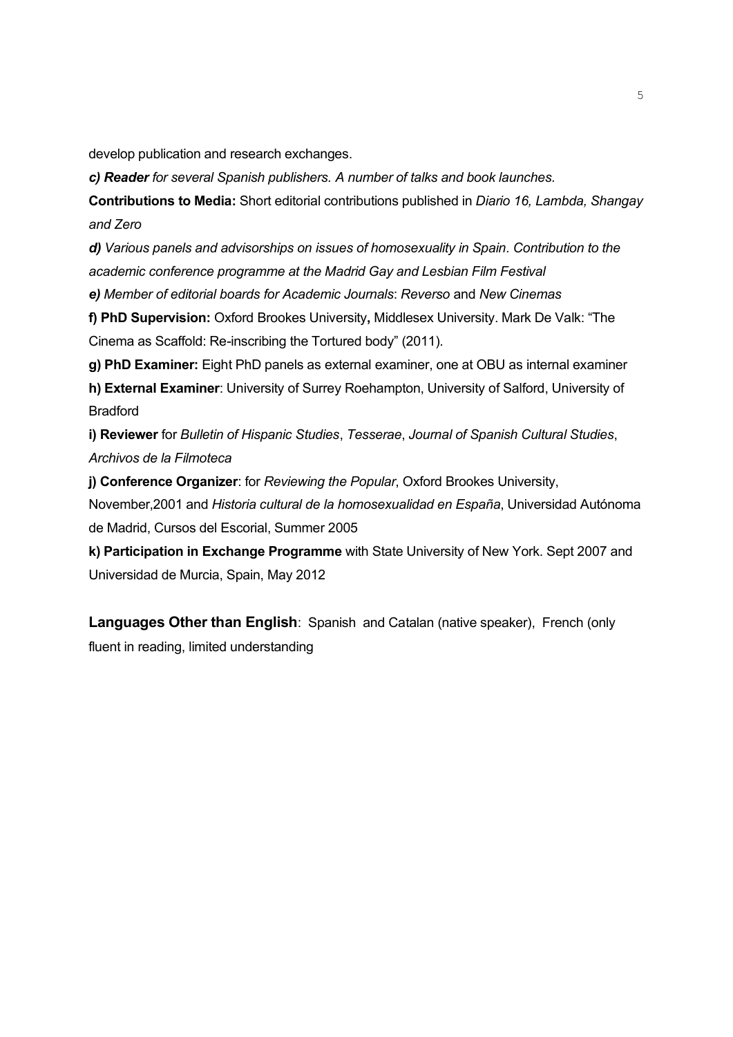develop publication and research exchanges.

***c) Reader*** *for several Spanish publishers. A number of talks and book launches.*

**Contributions to Media:** Short editorial contributions published in *Diario 16, Lambda, Shangay and Zero*

***d)*** *Various panels and advisorships on issues of homosexuality in Spain. Contribution to the academic conference programme at the Madrid Gay and Lesbian Film Festival*

***e)*** *Member of editorial boards for Academic Journals*: *Reverso* and *New Cinemas*

**f) PhD Supervision:** Oxford Brookes University**,** Middlesex University. Mark De Valk: "The Cinema as Scaffold: Re-inscribing the Tortured body" (2011).

**g) PhD Examiner:** Eight PhD panels as external examiner, one at OBU as internal examiner

**h) External Examiner**: University of Surrey Roehampton, University of Salford, University of Bradford

**i) Reviewer** for *Bulletin of Hispanic Studies*, *Tesserae*, *Journal of Spanish Cultural Studies*, *Archivos de la Filmoteca*

**j) Conference Organizer**: for *Reviewing the Popular*, Oxford Brookes University, November,2001 and *Historia cultural de la homosexualidad en España*, Universidad Autónoma de Madrid, Cursos del Escorial, Summer 2005

**k) Participation in Exchange Programme** with State University of New York. Sept 2007 and Universidad de Murcia, Spain, May 2012

**Languages Other than English**: Spanish and Catalan (native speaker), French (only fluent in reading, limited understanding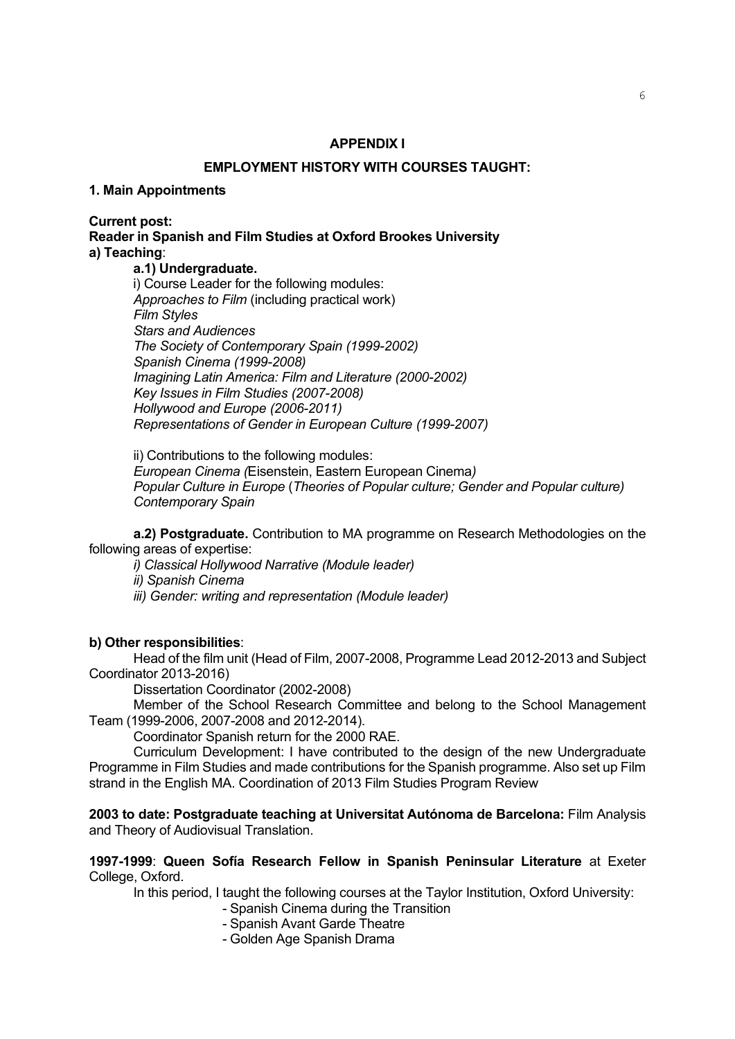## APPENDIX I

## EMPLOYMENT HISTORY WITH COURSES TAUGHT:

### 1. Main Appointments

**Current post:**
**Reader in Spanish and Film Studies at Oxford Brookes University**
**a) Teaching**:

**a.1) Undergraduate.**

i) Course Leader for the following modules:
*Approaches to Film* (including practical work)
*Film Styles*
*Stars and Audiences*
*The Society of Contemporary Spain (1999-2002)*
*Spanish Cinema (1999-2008)*
*Imagining Latin America: Film and Literature (2000-2002)*
*Key Issues in Film Studies (2007-2008)*
*Hollywood and Europe (2006-2011)*
*Representations of Gender in European Culture (1999-2007)*

ii) Contributions to the following modules:
*European Cinema (*Eisenstein, Eastern European Cinema*)*
*Popular Culture in Europe* (*Theories of Popular culture; Gender and Popular culture)*
*Contemporary Spain*

**a.2) Postgraduate.** Contribution to MA programme on Research Methodologies on the following areas of expertise:

*i) Classical Hollywood Narrative (Module leader)*
*ii) Spanish Cinema*
*iii) Gender: writing and representation (Module leader)*

**b) Other responsibilities**:

Head of the film unit (Head of Film, 2007-2008, Programme Lead 2012-2013 and Subject Coordinator 2013-2016)

Dissertation Coordinator (2002-2008)

Member of the School Research Committee and belong to the School Management Team (1999-2006, 2007-2008 and 2012-2014).

Coordinator Spanish return for the 2000 RAE.

Curriculum Development: I have contributed to the design of the new Undergraduate Programme in Film Studies and made contributions for the Spanish programme. Also set up Film strand in the English MA. Coordination of 2013 Film Studies Program Review

**2003 to date: Postgraduate teaching at Universitat Autónoma de Barcelona:** Film Analysis and Theory of Audiovisual Translation.

**1997-1999**: **Queen Sofía Research Fellow in Spanish Peninsular Literature** at Exeter College, Oxford.

In this period, I taught the following courses at the Taylor Institution, Oxford University:

- Spanish Cinema during the Transition
- Spanish Avant Garde Theatre
- Golden Age Spanish Drama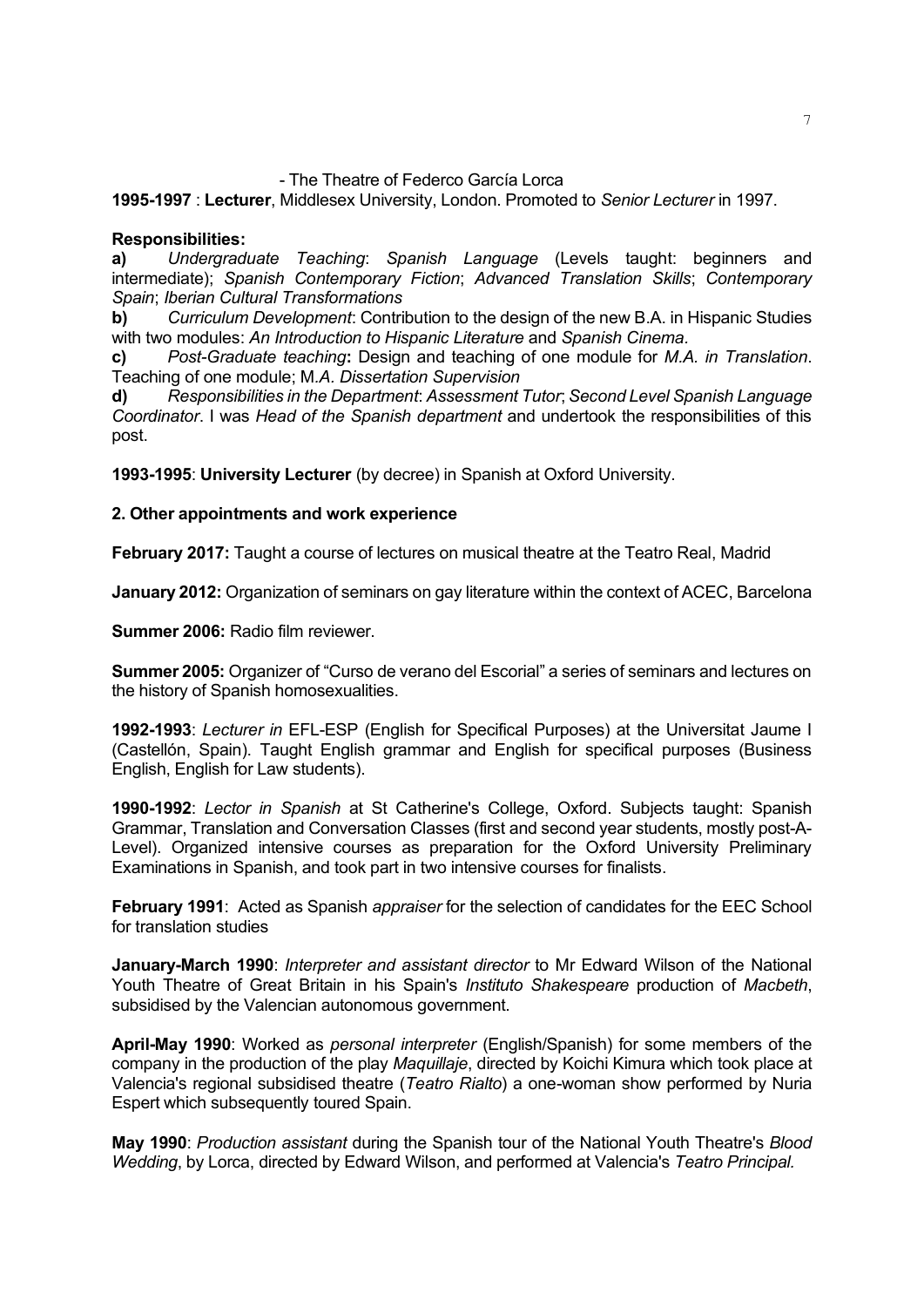- The Theatre of Federco García Lorca

**1995-1997** : **Lecturer**, Middlesex University, London. Promoted to *Senior Lecturer* in 1997.

**Responsibilities:**

**a)** *Undergraduate Teaching*: *Spanish Language* (Levels taught: beginners and intermediate); *Spanish Contemporary Fiction*; *Advanced Translation Skills*; *Contemporary Spain*; *Iberian Cultural Transformations*

**b)** *Curriculum Development*: Contribution to the design of the new B.A. in Hispanic Studies with two modules: *An Introduction to Hispanic Literature* and *Spanish Cinema*.

**c)** *Post-Graduate teaching***:** Design and teaching of one module for *M.A. in Translation*. Teaching of one module; M*.A. Dissertation Supervision*

**d)** *Responsibilities in the Department*: *Assessment Tutor*; *Second Level Spanish Language Coordinator*. I was *Head of the Spanish department* and undertook the responsibilities of this post.

**1993-1995**: **University Lecturer** (by decree) in Spanish at Oxford University.

**2. Other appointments and work experience**

**February 2017:** Taught a course of lectures on musical theatre at the Teatro Real, Madrid

**January 2012:** Organization of seminars on gay literature within the context of ACEC, Barcelona

**Summer 2006:** Radio film reviewer.

**Summer 2005:** Organizer of "Curso de verano del Escorial" a series of seminars and lectures on the history of Spanish homosexualities.

**1992-1993**: *Lecturer in* EFL-ESP (English for Specifical Purposes) at the Universitat Jaume I (Castellón, Spain). Taught English grammar and English for specifical purposes (Business English, English for Law students).

**1990-1992**: *Lector in Spanish* at St Catherine's College, Oxford. Subjects taught: Spanish Grammar, Translation and Conversation Classes (first and second year students, mostly post-A-Level). Organized intensive courses as preparation for the Oxford University Preliminary Examinations in Spanish, and took part in two intensive courses for finalists.

**February 1991**: Acted as Spanish *appraiser* for the selection of candidates for the EEC School for translation studies

**January-March 1990**: *Interpreter and assistant director* to Mr Edward Wilson of the National Youth Theatre of Great Britain in his Spain's *Instituto Shakespeare* production of *Macbeth*, subsidised by the Valencian autonomous government.

**April-May 1990**: Worked as *personal interpreter* (English/Spanish) for some members of the company in the production of the play *Maquillaje*, directed by Koichi Kimura which took place at Valencia's regional subsidised theatre (*Teatro Rialto*) a one-woman show performed by Nuria Espert which subsequently toured Spain.

**May 1990**: *Production assistant* during the Spanish tour of the National Youth Theatre's *Blood Wedding*, by Lorca, directed by Edward Wilson, and performed at Valencia's *Teatro Principal.*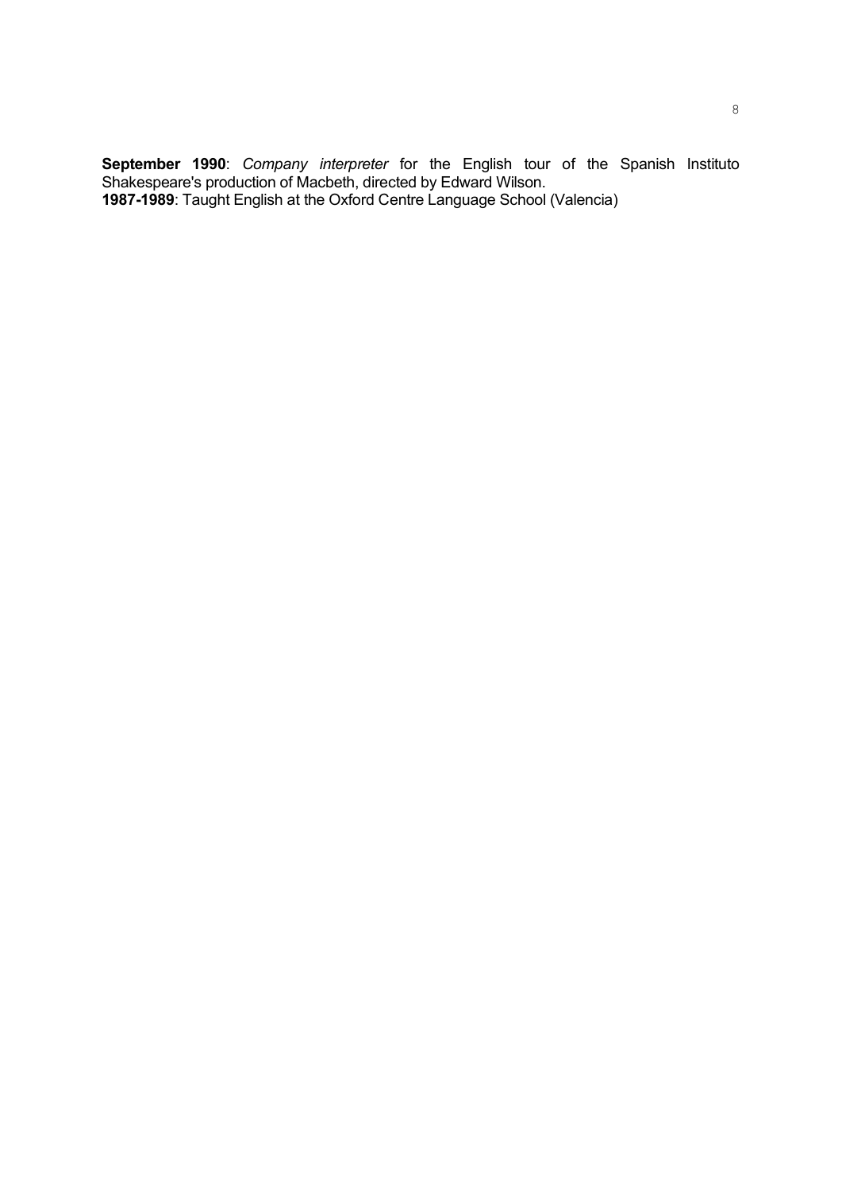**September 1990**: *Company interpreter* for the English tour of the Spanish Instituto Shakespeare's production of Macbeth, directed by Edward Wilson.
**1987-1989**: Taught English at the Oxford Centre Language School (Valencia)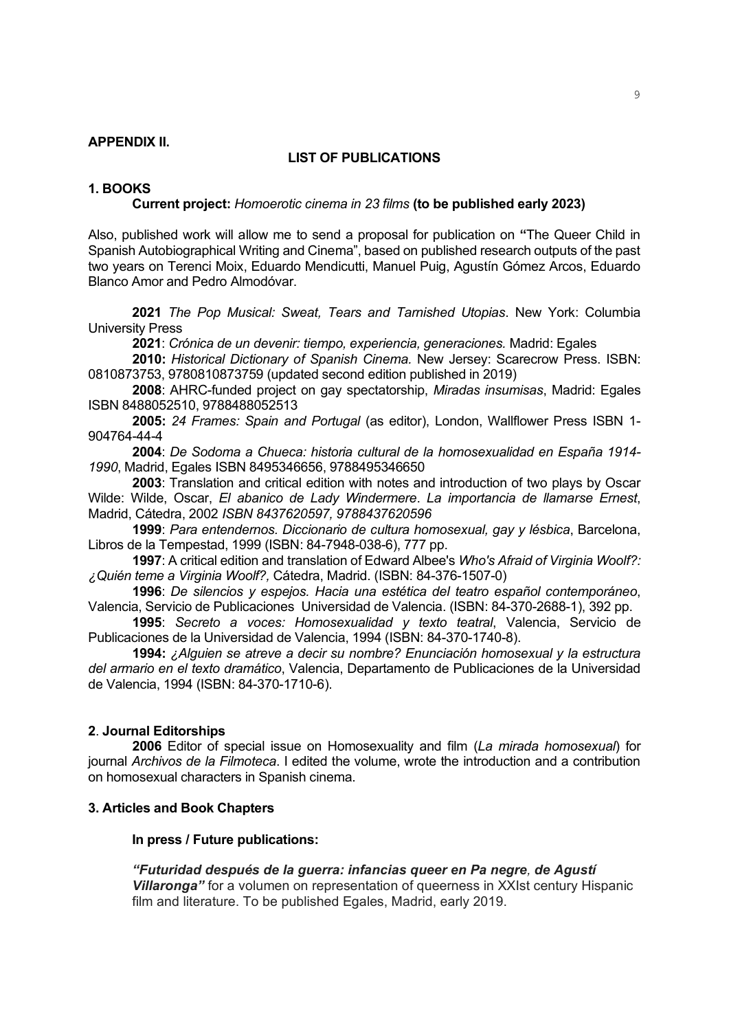## APPENDIX II.

## LIST OF PUBLICATIONS

### 1. BOOKS

**Current project:** *Homoerotic cinema in 23 films* **(to be published early 2023)**

Also, published work will allow me to send a proposal for publication on **"**The Queer Child in Spanish Autobiographical Writing and Cinema", based on published research outputs of the past two years on Terenci Moix, Eduardo Mendicutti, Manuel Puig, Agustín Gómez Arcos, Eduardo Blanco Amor and Pedro Almodóvar.

**2021** *The Pop Musical: Sweat, Tears and Tarnished Utopias*. New York: Columbia University Press

**2021**: *Crónica de un devenir: tiempo, experiencia, generaciones.* Madrid: Egales

**2010:** *Historical Dictionary of Spanish Cinema.* New Jersey: Scarecrow Press. ISBN: 0810873753, 9780810873759 (updated second edition published in 2019)

**2008**: AHRC-funded project on gay spectatorship, *Miradas insumisas*, Madrid: Egales ISBN 8488052510, 9788488052513

**2005:** *24 Frames: Spain and Portugal* (as editor), London, Wallflower Press ISBN 1-904764-44-4

**2004**: *De Sodoma a Chueca: historia cultural de la homosexualidad en España 1914-1990*, Madrid, Egales ISBN 8495346656, 9788495346650

**2003**: Translation and critical edition with notes and introduction of two plays by Oscar Wilde: Wilde, Oscar, *El abanico de Lady Windermere*. *La importancia de llamarse Ernest*, Madrid, Cátedra, 2002 *ISBN 8437620597, 9788437620596*

**1999**: *Para entendernos. Diccionario de cultura homosexual, gay y lésbica*, Barcelona, Libros de la Tempestad, 1999 (ISBN: 84-7948-038-6), 777 pp.

**1997**: A critical edition and translation of Edward Albee's *Who's Afraid of Virginia Woolf?: ¿Quién teme a Virginia Woolf?,* Cátedra, Madrid. (ISBN: 84-376-1507-0)

**1996**: *De silencios y espejos. Hacia una estética del teatro español contemporáneo*, Valencia, Servicio de Publicaciones Universidad de Valencia. (ISBN: 84-370-2688-1), 392 pp.

**1995**: *Secreto a voces: Homosexualidad y texto teatral*, Valencia, Servicio de Publicaciones de la Universidad de Valencia, 1994 (ISBN: 84-370-1740-8).

**1994:** *¿Alguien se atreve a decir su nombre? Enunciación homosexual y la estructura del armario en el texto dramático*, Valencia, Departamento de Publicaciones de la Universidad de Valencia, 1994 (ISBN: 84-370-1710-6).

### 2. Journal Editorships

**2006** Editor of special issue on Homosexuality and film (*La mirada homosexual*) for journal *Archivos de la Filmoteca*. I edited the volume, wrote the introduction and a contribution on homosexual characters in Spanish cinema.

### 3. Articles and Book Chapters

**In press / Future publications:**

***"Futuridad después de la guerra: infancias queer en Pa negre, de Agustí Villaronga"*** for a volumen on representation of queerness in XXIst century Hispanic film and literature. To be published Egales, Madrid, early 2019.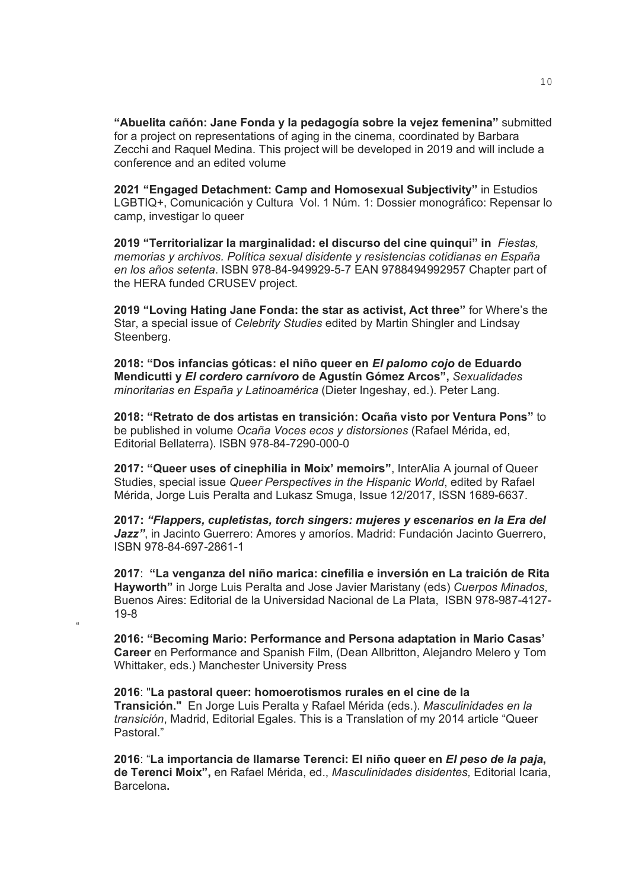**"Abuelita cañón: Jane Fonda y la pedagogía sobre la vejez femenina"** submitted for a project on representations of aging in the cinema, coordinated by Barbara Zecchi and Raquel Medina. This project will be developed in 2019 and will include a conference and an edited volume

**2021 "Engaged Detachment: Camp and Homosexual Subjectivity"** in Estudios LGBTIQ+, Comunicación y Cultura Vol. 1 Núm. 1: Dossier monográfico: Repensar lo camp, investigar lo queer

**2019 "Territorializar la marginalidad: el discurso del cine quinqui" in** *Fiestas, memorias y archivos. Política sexual disidente y resistencias cotidianas en España en los años setenta*. ISBN 978-84-949929-5-7 EAN 9788494992957 Chapter part of the HERA funded CRUSEV project.

**2019 "Loving Hating Jane Fonda: the star as activist, Act three"** for Where's the Star, a special issue of *Celebrity Studies* edited by Martin Shingler and Lindsay Steenberg.

**2018: "Dos infancias góticas: el niño queer en *El palomo cojo* de Eduardo Mendicutti y *El cordero carnívoro* de Agustín Gómez Arcos",** *Sexualidades minoritarias en España y Latinoamérica* (Dieter Ingeshay, ed.). Peter Lang.

**2018: "Retrato de dos artistas en transición: Ocaña visto por Ventura Pons"** to be published in volume *Ocaña Voces ecos y distorsiones* (Rafael Mérida, ed, Editorial Bellaterra). ISBN 978-84-7290-000-0

**2017: "Queer uses of cinephilia in Moix' memoirs"**, InterAlia A journal of Queer Studies, special issue *Queer Perspectives in the Hispanic World*, edited by Rafael Mérida, Jorge Luis Peralta and Lukasz Smuga, Issue 12/2017, ISSN 1689-6637.

**2017: *"Flappers, cupletistas, torch singers: mujeres y escenarios en la Era del Jazz"***, in Jacinto Guerrero: Amores y amoríos. Madrid: Fundación Jacinto Guerrero, ISBN 978-84-697-2861-1

**2017**: **"La venganza del niño marica: cinefilia e inversión en La traición de Rita Hayworth"** in Jorge Luis Peralta and Jose Javier Maristany (eds) *Cuerpos Minados*, Buenos Aires: Editorial de la Universidad Nacional de La Plata, ISBN 978-987-4127-19-8

"

**2016: "Becoming Mario: Performance and Persona adaptation in Mario Casas' Career** en Performance and Spanish Film, (Dean Allbritton, Alejandro Melero y Tom Whittaker, eds.) Manchester University Press

**2016**: "**La pastoral queer: homoerotismos rurales en el cine de la Transición."** En Jorge Luis Peralta y Rafael Mérida (eds.). *Masculinidades en la transición*, Madrid, Editorial Egales. This is a Translation of my 2014 article "Queer Pastoral."

**2016**: "**La importancia de llamarse Terenci: El niño queer en *El peso de la paja*, de Terenci Moix",** en Rafael Mérida, ed., *Masculinidades disidentes,* Editorial Icaria, Barcelona**.**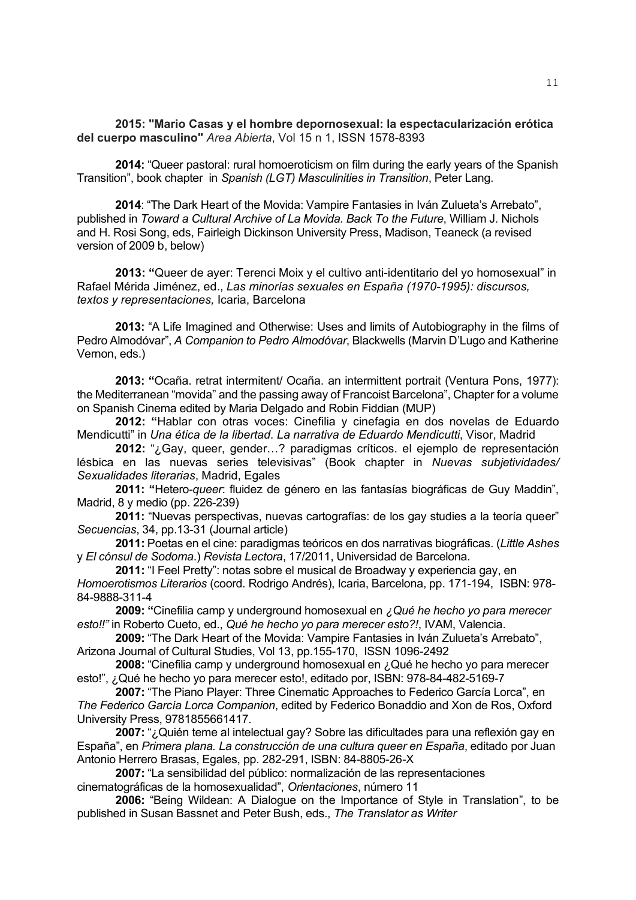**2015: "Mario Casas y el hombre depornosexual: la espectacularización erótica del cuerpo masculino"** *Area Abierta*, Vol 15 n 1, ISSN 1578-8393

**2014:** "Queer pastoral: rural homoeroticism on film during the early years of the Spanish Transition", book chapter in *Spanish (LGT) Masculinities in Transition*, Peter Lang.

**2014**: "The Dark Heart of the Movida: Vampire Fantasies in Iván Zulueta's Arrebato", published in *Toward a Cultural Archive of La Movida. Back To the Future*, William J. Nichols and H. Rosi Song, eds, Fairleigh Dickinson University Press, Madison, Teaneck (a revised version of 2009 b, below)

**2013: "**Queer de ayer: Terenci Moix y el cultivo anti-identitario del yo homosexual" in Rafael Mérida Jiménez, ed., *Las minorías sexuales en España (1970-1995): discursos, textos y representaciones,* Icaria, Barcelona

**2013:** "A Life Imagined and Otherwise: Uses and limits of Autobiography in the films of Pedro Almodóvar", *A Companion to Pedro Almodóvar*, Blackwells (Marvin D'Lugo and Katherine Vernon, eds.)

**2013: "**Ocaña. retrat intermitent/ Ocaña. an intermittent portrait (Ventura Pons, 1977): the Mediterranean "movida" and the passing away of Francoist Barcelona", Chapter for a volume on Spanish Cinema edited by Maria Delgado and Robin Fiddian (MUP)

**2012: "**Hablar con otras voces: Cinefilia y cinefagia en dos novelas de Eduardo Mendicutti" in *Una ética de la libertad. La narrativa de Eduardo Mendicutti*, Visor, Madrid

**2012:** "¿Gay, queer, gender…? paradigmas críticos. el ejemplo de representación lésbica en las nuevas series televisivas" (Book chapter in *Nuevas subjetividades/ Sexualidades literarias*, Madrid, Egales

**2011: "**Hetero-*queer*: fluidez de género en las fantasías biográficas de Guy Maddin", Madrid, 8 y medio (pp. 226-239)

**2011:** "Nuevas perspectivas, nuevas cartografías: de los gay studies a la teoría queer" *Secuencias*, 34, pp.13-31 (Journal article)

**2011:** Poetas en el cine: paradigmas teóricos en dos narrativas biográficas. (*Little Ashes* y *El cónsul de Sodoma*.) *Revista Lectora*, 17/2011, Universidad de Barcelona.

**2011:** "I Feel Pretty": notas sobre el musical de Broadway y experiencia gay, en *Homoerotismos Literarios* (coord. Rodrigo Andrés), Icaria, Barcelona, pp. 171-194, ISBN: 978-84-9888-311-4

**2009: "**Cinefilia camp y underground homosexual en *¿Qué he hecho yo para merecer esto!!"* in Roberto Cueto, ed., *Qué he hecho yo para merecer esto?!*, IVAM, Valencia.

**2009:** "The Dark Heart of the Movida: Vampire Fantasies in Iván Zulueta's Arrebato", Arizona Journal of Cultural Studies, Vol 13, pp.155-170, ISSN 1096-2492

**2008:** "Cinefilia camp y underground homosexual en ¿Qué he hecho yo para merecer esto!", ¿Qué he hecho yo para merecer esto!, editado por, ISBN: 978-84-482-5169-7

**2007:** "The Piano Player: Three Cinematic Approaches to Federico García Lorca", en *The Federico García Lorca Companion*, edited by Federico Bonaddio and Xon de Ros, Oxford University Press, 9781855661417.

**2007:** "¿Quién teme al intelectual gay? Sobre las dificultades para una reflexión gay en España", en *Primera plana. La construcción de una cultura queer en España*, editado por Juan Antonio Herrero Brasas, Egales, pp. 282-291, ISBN: 84-8805-26-X

**2007:** "La sensibilidad del público: normalización de las representaciones cinematográficas de la homosexualidad", *Orientaciones*, número 11

**2006:** "Being Wildean: A Dialogue on the Importance of Style in Translation", to be published in Susan Bassnet and Peter Bush, eds., *The Translator as Writer*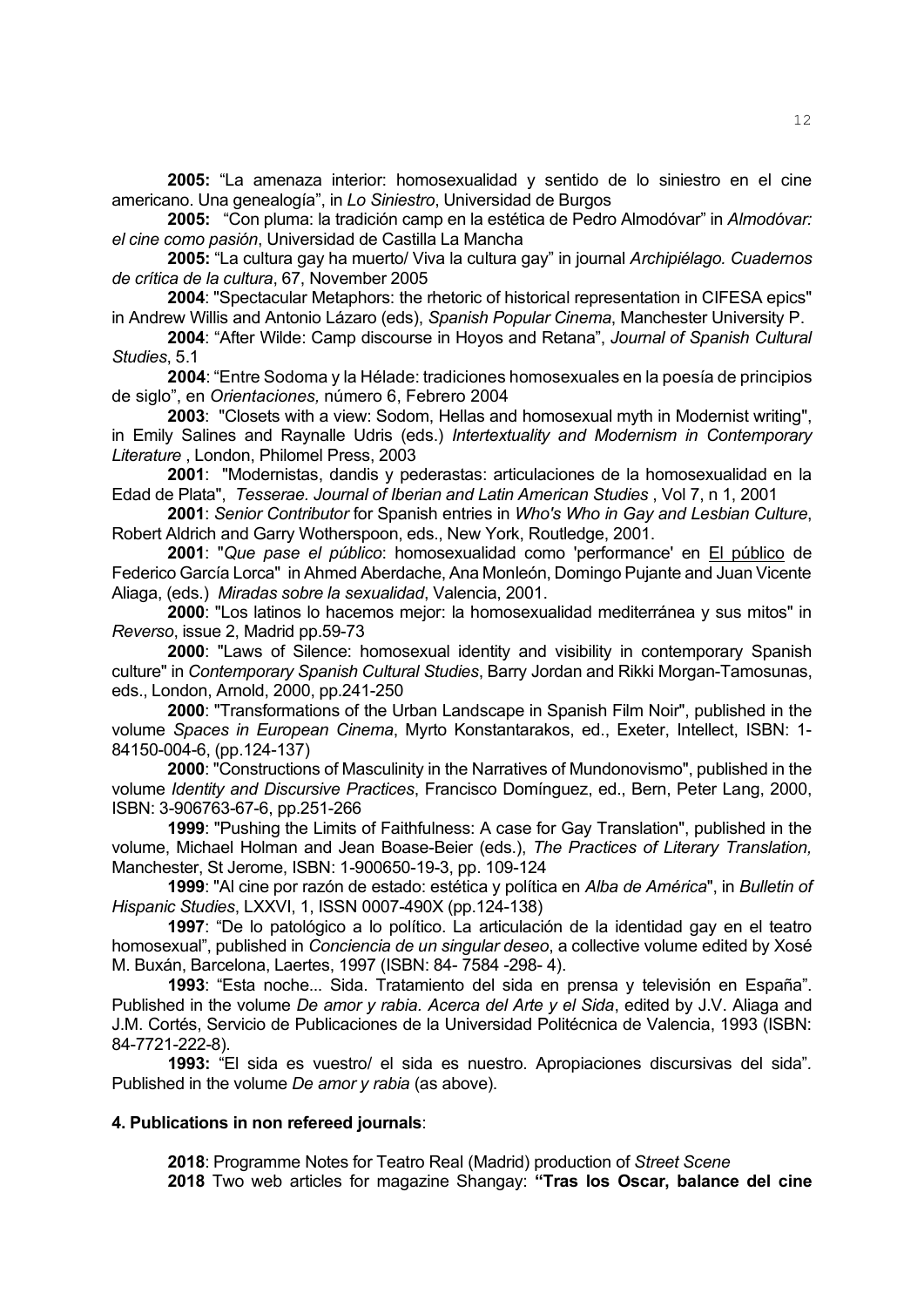**2005:** "La amenaza interior: homosexualidad y sentido de lo siniestro en el cine americano. Una genealogía", in *Lo Siniestro*, Universidad de Burgos

**2005:** "Con pluma: la tradición camp en la estética de Pedro Almodóvar" in *Almodóvar: el cine como pasión*, Universidad de Castilla La Mancha

**2005:** "La cultura gay ha muerto/ Viva la cultura gay" in journal *Archipiélago. Cuadernos de crítica de la cultura*, 67, November 2005

**2004**: "Spectacular Metaphors: the rhetoric of historical representation in CIFESA epics" in Andrew Willis and Antonio Lázaro (eds), *Spanish Popular Cinema*, Manchester University P.

**2004**: "After Wilde: Camp discourse in Hoyos and Retana", *Journal of Spanish Cultural Studies*, 5.1

**2004**: "Entre Sodoma y la Hélade: tradiciones homosexuales en la poesía de principios de siglo", en *Orientaciones,* número 6, Febrero 2004

**2003**: "Closets with a view: Sodom, Hellas and homosexual myth in Modernist writing", in Emily Salines and Raynalle Udris (eds.) *Intertextuality and Modernism in Contemporary Literature* , London, Philomel Press, 2003

**2001**: "Modernistas, dandis y pederastas: articulaciones de la homosexualidad en la Edad de Plata", *Tesserae. Journal of Iberian and Latin American Studies* , Vol 7, n 1, 2001

**2001**: *Senior Contributor* for Spanish entries in *Who's Who in Gay and Lesbian Culture*, Robert Aldrich and Garry Wotherspoon, eds., New York, Routledge, 2001.

**2001**: "*Que pase el público*: homosexualidad como 'performance' en El público de Federico García Lorca" in Ahmed Aberdache, Ana Monleón, Domingo Pujante and Juan Vicente Aliaga, (eds.) *Miradas sobre la sexualidad*, Valencia, 2001.

**2000**: "Los latinos lo hacemos mejor: la homosexualidad mediterránea y sus mitos" in *Reverso*, issue 2, Madrid pp.59-73

**2000**: "Laws of Silence: homosexual identity and visibility in contemporary Spanish culture" in *Contemporary Spanish Cultural Studies*, Barry Jordan and Rikki Morgan-Tamosunas, eds., London, Arnold, 2000, pp.241-250

**2000**: "Transformations of the Urban Landscape in Spanish Film Noir", published in the volume *Spaces in European Cinema*, Myrto Konstantarakos, ed., Exeter, Intellect, ISBN: 1-84150-004-6, (pp.124-137)

**2000**: "Constructions of Masculinity in the Narratives of Mundonovismo", published in the volume *Identity and Discursive Practices*, Francisco Domínguez, ed., Bern, Peter Lang, 2000, ISBN: 3-906763-67-6, pp.251-266

**1999**: "Pushing the Limits of Faithfulness: A case for Gay Translation", published in the volume, Michael Holman and Jean Boase-Beier (eds.), *The Practices of Literary Translation,* Manchester, St Jerome, ISBN: 1-900650-19-3, pp. 109-124

**1999**: "Al cine por razón de estado: estética y política en *Alba de América*", in *Bulletin of Hispanic Studies*, LXXVI, 1, ISSN 0007-490X (pp.124-138)

**1997**: "De lo patológico a lo político. La articulación de la identidad gay en el teatro homosexual", published in *Conciencia de un singular deseo*, a collective volume edited by Xosé M. Buxán, Barcelona, Laertes, 1997 (ISBN: 84- 7584 -298- 4).

**1993**: "Esta noche... Sida. Tratamiento del sida en prensa y televisión en España". Published in the volume *De amor y rabia. Acerca del Arte y el Sida*, edited by J.V. Aliaga and J.M. Cortés, Servicio de Publicaciones de la Universidad Politécnica de Valencia, 1993 (ISBN: 84-7721-222-8).

**1993:** "El sida es vuestro/ el sida es nuestro. Apropiaciones discursivas del sida". Published in the volume *De amor y rabia* (as above).

**4. Publications in non refereed journals**:

**2018**: Programme Notes for Teatro Real (Madrid) production of *Street Scene*

**2018** Two web articles for magazine Shangay: **"Tras los Oscar, balance del cine**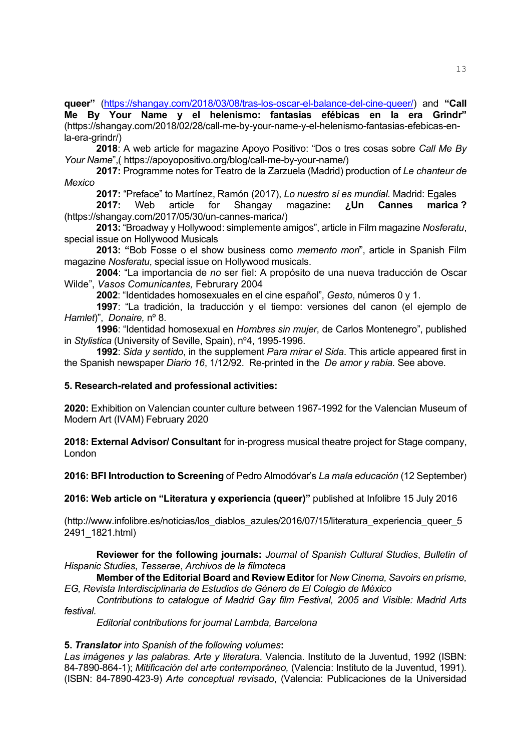**queer"** (https://shangay.com/2018/03/08/tras-los-oscar-el-balance-del-cine-queer/) and **"Call Me By Your Name y el helenismo: fantasias efébicas en la era Grindr"** (https://shangay.com/2018/02/28/call-me-by-your-name-y-el-helenismo-fantasias-efebicas-en-la-era-grindr/)

**2018**: A web article for magazine Apoyo Positivo: "Dos o tres cosas sobre *Call Me By Your Name*",( https://apoyopositivo.org/blog/call-me-by-your-name/)

**2017:** Programme notes for Teatro de la Zarzuela (Madrid) production of *Le chanteur de Mexico*

**2017:** "Preface" to Martínez, Ramón (2017), *Lo nuestro sí es mundial*. Madrid: Egales

**2017:** Web article for Shangay magazine**: ¿Un Cannes marica ?** (https://shangay.com/2017/05/30/un-cannes-marica/)

**2013:** "Broadway y Hollywood: simplemente amigos", article in Film magazine *Nosferatu*, special issue on Hollywood Musicals

**2013: "**Bob Fosse o el show business como *memento mori*", article in Spanish Film magazine *Nosferatu*, special issue on Hollywood musicals.

**2004**: "La importancia de *no* ser fiel: A propósito de una nueva traducción de Oscar Wilde", *Vasos Comunicantes,* Februrary 2004

**2002**: "Identidades homosexuales en el cine español", *Gesto*, números 0 y 1.

**1997**: "La tradición, la traducción y el tiempo: versiones del canon (el ejemplo de *Hamlet*)", *Donaire,* nº 8.

**1996**: "Identidad homosexual en *Hombres sin mujer*, de Carlos Montenegro", published in *Stylistica* (University of Seville, Spain), nº4, 1995-1996.

**1992**: *Sida y sentido*, in the supplement *Para mirar el Sida*. This article appeared first in the Spanish newspaper *Diario 16*, 1/12/92. Re-printed in the *De amor y rabia.* See above.

**5. Research-related and professional activities:**

**2020:** Exhibition on Valencian counter culture between 1967-1992 for the Valencian Museum of Modern Art (IVAM) February 2020

**2018: External Advisor/ Consultant** for in-progress musical theatre project for Stage company, London

**2016: BFI Introduction to Screening** of Pedro Almodóvar's *La mala educación* (12 September)

**2016: Web article on "Literatura y experiencia (queer)"** published at Infolibre 15 July 2016

(http://www.infolibre.es/noticias/los_diablos_azules/2016/07/15/literatura_experiencia_queer_52491_1821.html)

**Reviewer for the following journals:** *Journal of Spanish Cultural Studies*, *Bulletin of Hispanic Studies*, *Tesserae*, *Archivos de la filmoteca*

**Member of the Editorial Board and Review Editor** for *New Cinema, Savoirs en prisme, EG, Revista Interdisciplinaria de Estudios de Género de El Colegio de México*

*Contributions to catalogue of Madrid Gay film Festival, 2005 and Visible: Madrid Arts festival.*

*Editorial contributions for journal Lambda, Barcelona*

**5. *Translator*** *into Spanish of the following volumes***:**

*Las imágenes y las palabras. Arte y literatura*. Valencia. Instituto de la Juventud, 1992 (ISBN: 84-7890-864-1); *Mitificación del arte contemporáneo,* (Valencia: Instituto de la Juventud, 1991). (ISBN: 84-7890-423-9) *Arte conceptual revisado*, (Valencia: Publicaciones de la Universidad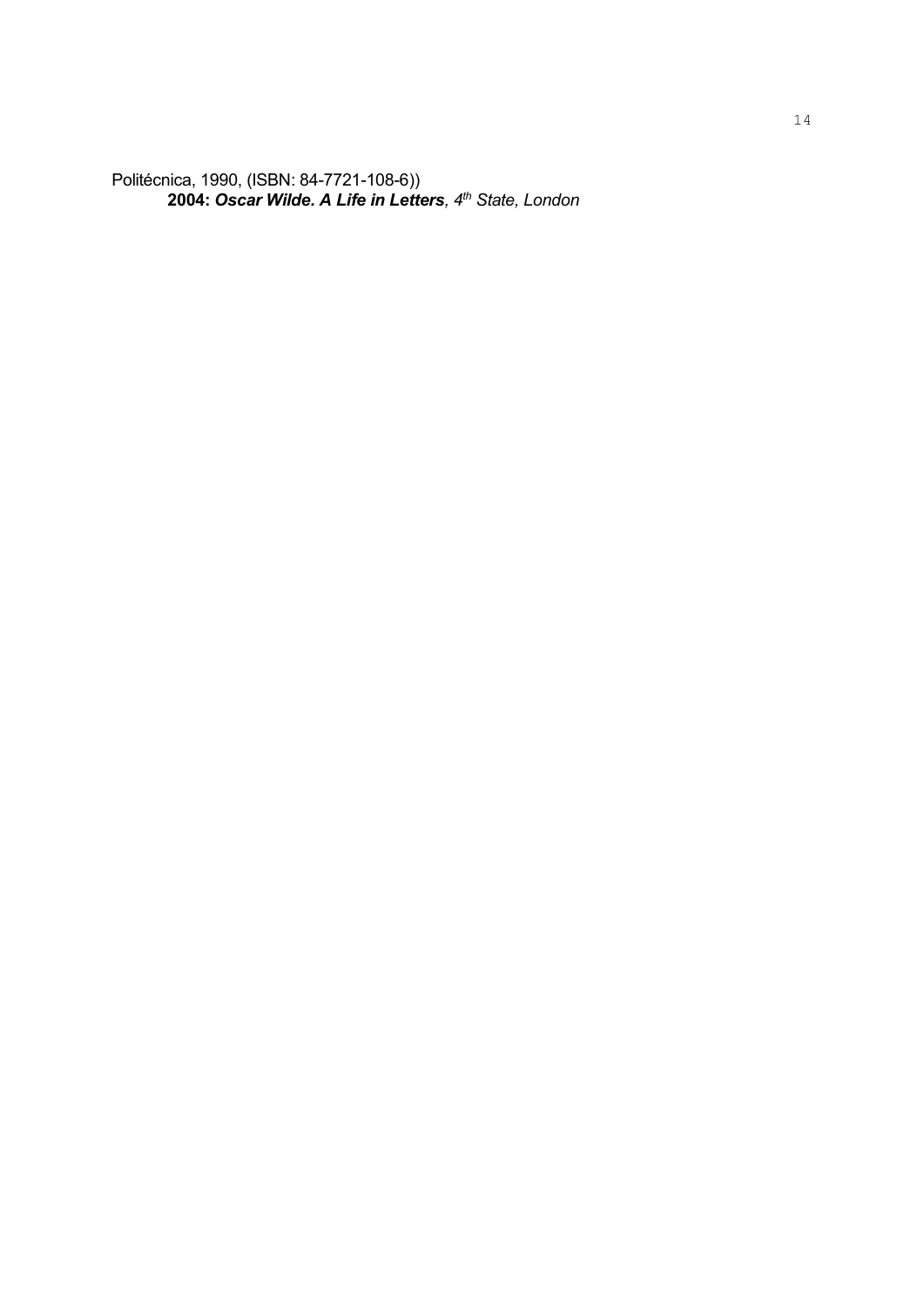Politécnica, 1990, (ISBN: 84-7721-108-6))

**2004:** ***Oscar Wilde. A Life in Letters****, 4th State, London*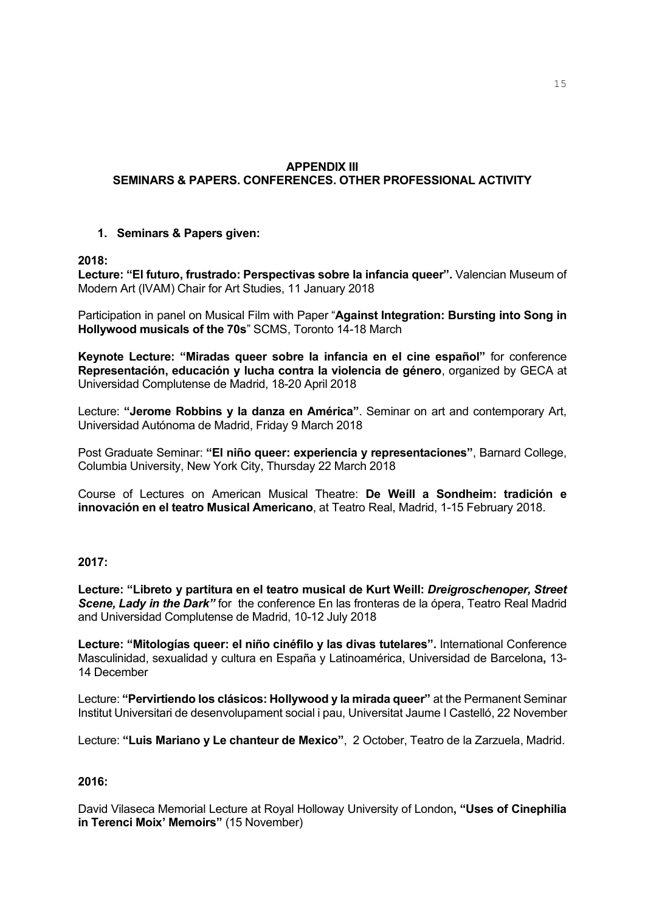## APPENDIX III
## SEMINARS & PAPERS. CONFERENCES. OTHER PROFESSIONAL ACTIVITY

1. **Seminars & Papers given:**

**2018:**

**Lecture: "El futuro, frustrado: Perspectivas sobre la infancia queer".** Valencian Museum of Modern Art (IVAM) Chair for Art Studies, 11 January 2018

Participation in panel on Musical Film with Paper "**Against Integration: Bursting into Song in Hollywood musicals of the 70s**" SCMS, Toronto 14-18 March

**Keynote Lecture: "Miradas queer sobre la infancia en el cine español"** for conference **Representación, educación y lucha contra la violencia de género**, organized by GECA at Universidad Complutense de Madrid, 18-20 April 2018

Lecture: **"Jerome Robbins y la danza en América"**. Seminar on art and contemporary Art, Universidad Autónoma de Madrid, Friday 9 March 2018

Post Graduate Seminar: **"El niño queer: experiencia y representaciones"**, Barnard College, Columbia University, New York City, Thursday 22 March 2018

Course of Lectures on American Musical Theatre: **De Weill a Sondheim: tradición e innovación en el teatro Musical Americano**, at Teatro Real, Madrid, 1-15 February 2018.

**2017:**

**Lecture: "Libreto y partitura en el teatro musical de Kurt Weill: *Dreigroschenoper, Street Scene, Lady in the Dark*"** for the conference En las fronteras de la ópera, Teatro Real Madrid and Universidad Complutense de Madrid, 10-12 July 2018

**Lecture: "Mitologías queer: el niño cinéfilo y las divas tutelares".** International Conference Masculinidad, sexualidad y cultura en España y Latinoamérica, Universidad de Barcelona**,** 13-14 December

Lecture: **"Pervirtiendo los clásicos: Hollywood y la mirada queer"** at the Permanent Seminar Institut Universitari de desenvolupament social i pau, Universitat Jaume I Castelló, 22 November

Lecture: **"Luis Mariano y Le chanteur de Mexico"**, 2 October, Teatro de la Zarzuela, Madrid.

**2016:**

David Vilaseca Memorial Lecture at Royal Holloway University of London**, "Uses of Cinephilia in Terenci Moix' Memoirs"** (15 November)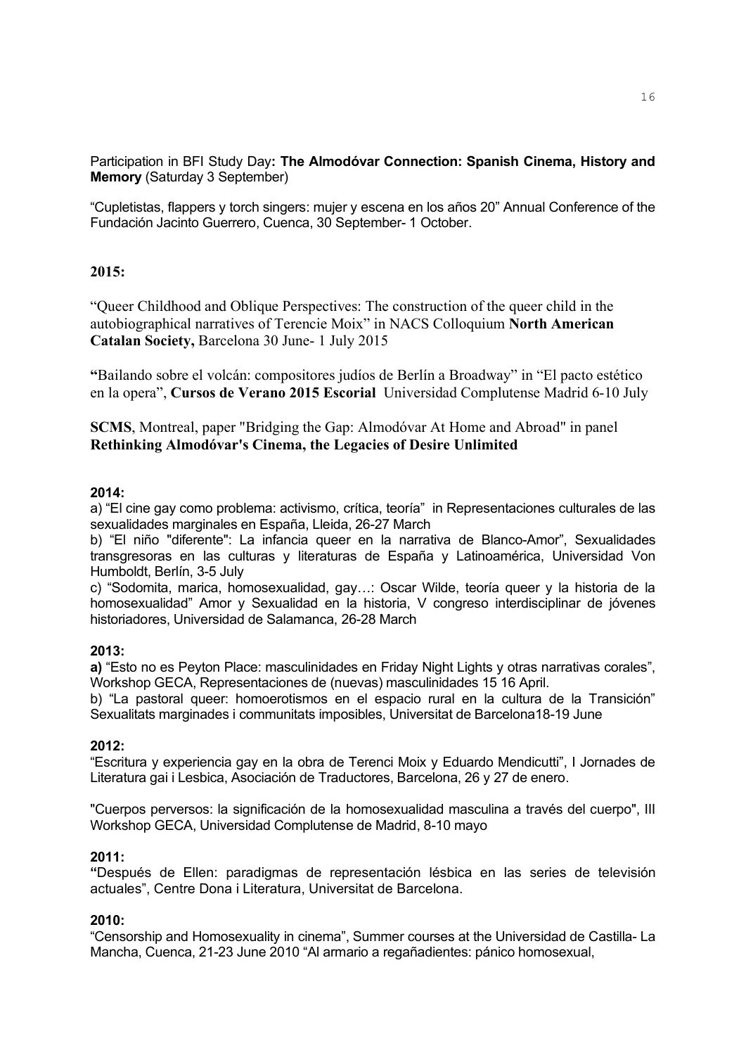Participation in BFI Study Day**: The Almodóvar Connection: Spanish Cinema, History and Memory** (Saturday 3 September)

"Cupletistas, flappers y torch singers: mujer y escena en los años 20" Annual Conference of the Fundación Jacinto Guerrero, Cuenca, 30 September- 1 October.

**2015:**

"Queer Childhood and Oblique Perspectives: The construction of the queer child in the autobiographical narratives of Terencie Moix" in NACS Colloquium **North American Catalan Society,** Barcelona 30 June- 1 July 2015

**"**Bailando sobre el volcán: compositores judíos de Berlín a Broadway" in "El pacto estético en la opera", **Cursos de Verano 2015 Escorial** Universidad Complutense Madrid 6-10 July

**SCMS**, Montreal, paper "Bridging the Gap: Almodóvar At Home and Abroad" in panel **Rethinking Almodóvar's Cinema, the Legacies of Desire Unlimited**

**2014:**

a) "El cine gay como problema: activismo, crítica, teoría" in Representaciones culturales de las sexualidades marginales en España, Lleida, 26-27 March

b) "El niño "diferente": La infancia queer en la narrativa de Blanco-Amor", Sexualidades transgresoras en las culturas y literaturas de España y Latinoamérica, Universidad Von Humboldt, Berlín, 3-5 July

c) "Sodomita, marica, homosexualidad, gay…: Oscar Wilde, teoría queer y la historia de la homosexualidad" Amor y Sexualidad en la historia, V congreso interdisciplinar de jóvenes historiadores, Universidad de Salamanca, 26-28 March

**2013:**

**a)** "Esto no es Peyton Place: masculinidades en Friday Night Lights y otras narrativas corales", Workshop GECA, Representaciones de (nuevas) masculinidades 15 16 April.

b) "La pastoral queer: homoerotismos en el espacio rural en la cultura de la Transición" Sexualitats marginades i communitats imposibles, Universitat de Barcelona18-19 June

**2012:**

"Escritura y experiencia gay en la obra de Terenci Moix y Eduardo Mendicutti", I Jornades de Literatura gai i Lesbica, Asociación de Traductores, Barcelona, 26 y 27 de enero.

"Cuerpos perversos: la significación de la homosexualidad masculina a través del cuerpo", III Workshop GECA, Universidad Complutense de Madrid, 8-10 mayo

**2011:**

**"**Después de Ellen: paradigmas de representación lésbica en las series de televisión actuales", Centre Dona i Literatura, Universitat de Barcelona.

**2010:**

"Censorship and Homosexuality in cinema", Summer courses at the Universidad de Castilla- La Mancha, Cuenca, 21-23 June 2010 "Al armario a regañadientes: pánico homosexual,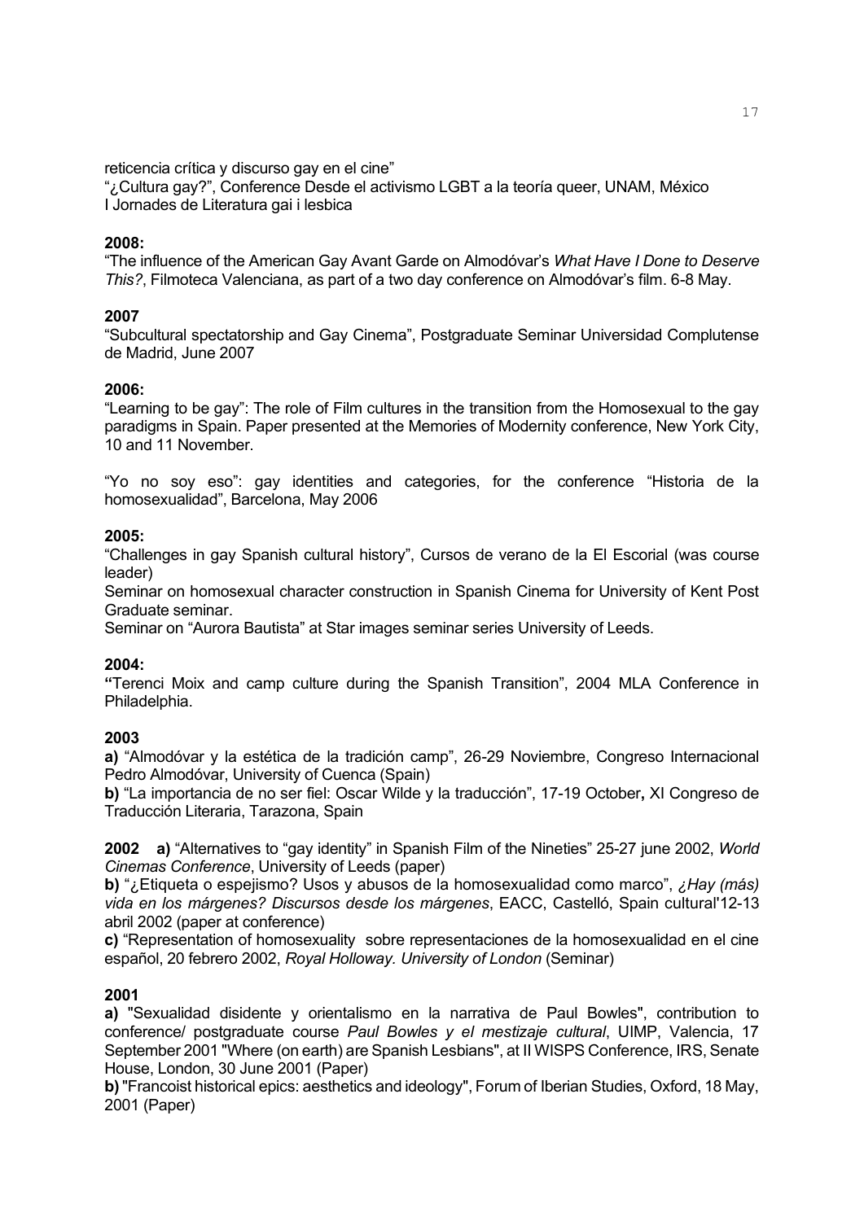reticencia crítica y discurso gay en el cine"
"¿Cultura gay?", Conference Desde el activismo LGBT a la teoría queer, UNAM, México
I Jornades de Literatura gai i lesbica

**2008:**
"The influence of the American Gay Avant Garde on Almodóvar's *What Have I Done to Deserve This?*, Filmoteca Valenciana, as part of a two day conference on Almodóvar's film. 6-8 May.

**2007**
"Subcultural spectatorship and Gay Cinema", Postgraduate Seminar Universidad Complutense de Madrid, June 2007

**2006:**
"Learning to be gay": The role of Film cultures in the transition from the Homosexual to the gay paradigms in Spain. Paper presented at the Memories of Modernity conference, New York City, 10 and 11 November.

"Yo no soy eso": gay identities and categories, for the conference "Historia de la homosexualidad", Barcelona, May 2006

**2005:**
"Challenges in gay Spanish cultural history", Cursos de verano de la El Escorial (was course leader)
Seminar on homosexual character construction in Spanish Cinema for University of Kent Post Graduate seminar.
Seminar on "Aurora Bautista" at Star images seminar series University of Leeds.

**2004:**
**"**Terenci Moix and camp culture during the Spanish Transition", 2004 MLA Conference in Philadelphia.

**2003**
**a)** "Almodóvar y la estética de la tradición camp", 26-29 Noviembre, Congreso Internacional Pedro Almodóvar, University of Cuenca (Spain)
**b)** "La importancia de no ser fiel: Oscar Wilde y la traducción", 17-19 October**,** XI Congreso de Traducción Literaria, Tarazona, Spain

**2002** **a)** "Alternatives to "gay identity" in Spanish Film of the Nineties" 25-27 june 2002, *World Cinemas Conference*, University of Leeds (paper)
**b)** "¿Etiqueta o espejismo? Usos y abusos de la homosexualidad como marco", *¿Hay (más) vida en los márgenes? Discursos desde los márgenes*, EACC, Castelló, Spain cultural'12-13 abril 2002 (paper at conference)
**c)** "Representation of homosexuality sobre representaciones de la homosexualidad en el cine español, 20 febrero 2002, *Royal Holloway. University of London* (Seminar)

**2001**
**a)** "Sexualidad disidente y orientalismo en la narrativa de Paul Bowles", contribution to conference/ postgraduate course *Paul Bowles y el mestizaje cultural*, UIMP, Valencia, 17 September 2001 "Where (on earth) are Spanish Lesbians", at II WISPS Conference, IRS, Senate House, London, 30 June 2001 (Paper)
**b)** "Francoist historical epics: aesthetics and ideology", Forum of Iberian Studies, Oxford, 18 May, 2001 (Paper)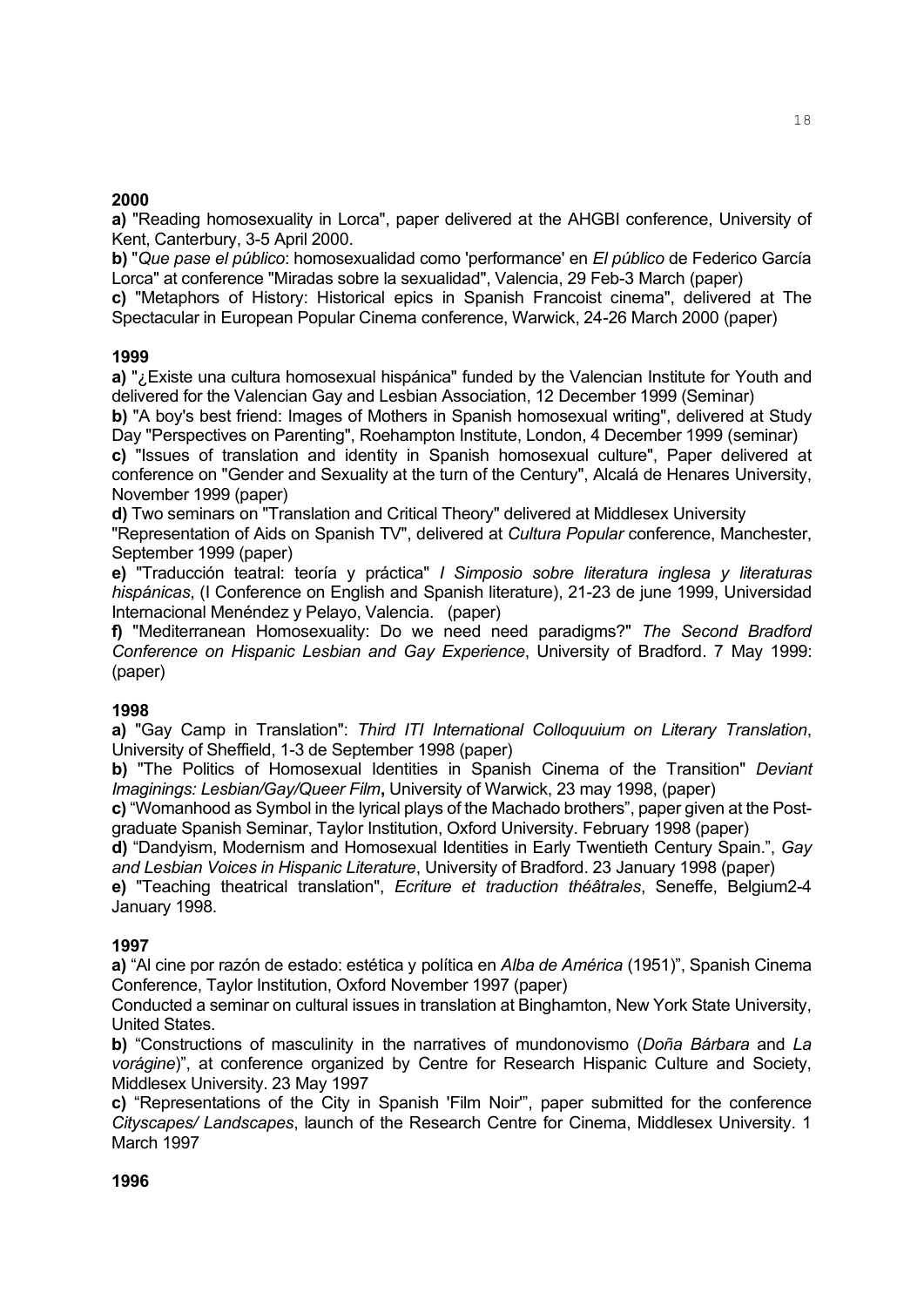**2000**

**a)** "Reading homosexuality in Lorca", paper delivered at the AHGBI conference, University of Kent, Canterbury, 3-5 April 2000.

**b)** "*Que pase el público*: homosexualidad como 'performance' en *El público* de Federico García Lorca" at conference "Miradas sobre la sexualidad", Valencia, 29 Feb-3 March (paper)

**c)** "Metaphors of History: Historical epics in Spanish Francoist cinema", delivered at The Spectacular in European Popular Cinema conference, Warwick, 24-26 March 2000 (paper)

**1999**

**a)** "¿Existe una cultura homosexual hispánica" funded by the Valencian Institute for Youth and delivered for the Valencian Gay and Lesbian Association, 12 December 1999 (Seminar)

**b)** "A boy's best friend: Images of Mothers in Spanish homosexual writing", delivered at Study Day "Perspectives on Parenting", Roehampton Institute, London, 4 December 1999 (seminar)

**c)** "Issues of translation and identity in Spanish homosexual culture", Paper delivered at conference on "Gender and Sexuality at the turn of the Century", Alcalá de Henares University, November 1999 (paper)

**d)** Two seminars on "Translation and Critical Theory" delivered at Middlesex University
"Representation of Aids on Spanish TV", delivered at *Cultura Popular* conference, Manchester, September 1999 (paper)

**e)** "Traducción teatral: teoría y práctica" *I Simposio sobre literatura inglesa y literaturas hispánicas*, (I Conference on English and Spanish literature), 21-23 de june 1999, Universidad Internacional Menéndez y Pelayo, Valencia. (paper)

**f)** "Mediterranean Homosexuality: Do we need need paradigms?" *The Second Bradford Conference on Hispanic Lesbian and Gay Experience*, University of Bradford. 7 May 1999: (paper)

**1998**

**a)** "Gay Camp in Translation": *Third ITI International Colloquuium on Literary Translation*, University of Sheffield, 1-3 de September 1998 (paper)

**b)** "The Politics of Homosexual Identities in Spanish Cinema of the Transition" *Deviant Imaginings: Lesbian/Gay/Queer Film***,** University of Warwick, 23 may 1998, (paper)

**c)** "Womanhood as Symbol in the lyrical plays of the Machado brothers", paper given at the Post-graduate Spanish Seminar, Taylor Institution, Oxford University. February 1998 (paper)

**d)** "Dandyism, Modernism and Homosexual Identities in Early Twentieth Century Spain.", *Gay and Lesbian Voices in Hispanic Literature*, University of Bradford. 23 January 1998 (paper)

**e)** "Teaching theatrical translation", *Ecriture et traduction théâtrales*, Seneffe, Belgium2-4 January 1998.

**1997**

**a)** "Al cine por razón de estado: estética y política en *Alba de América* (1951)", Spanish Cinema Conference, Taylor Institution, Oxford November 1997 (paper)
Conducted a seminar on cultural issues in translation at Binghamton, New York State University, United States.

**b)** "Constructions of masculinity in the narratives of mundonovismo (*Doña Bárbara* and *La vorágine*)", at conference organized by Centre for Research Hispanic Culture and Society, Middlesex University. 23 May 1997

**c)** "Representations of the City in Spanish 'Film Noir'", paper submitted for the conference *Cityscapes/ Landscapes*, launch of the Research Centre for Cinema, Middlesex University. 1 March 1997

**1996**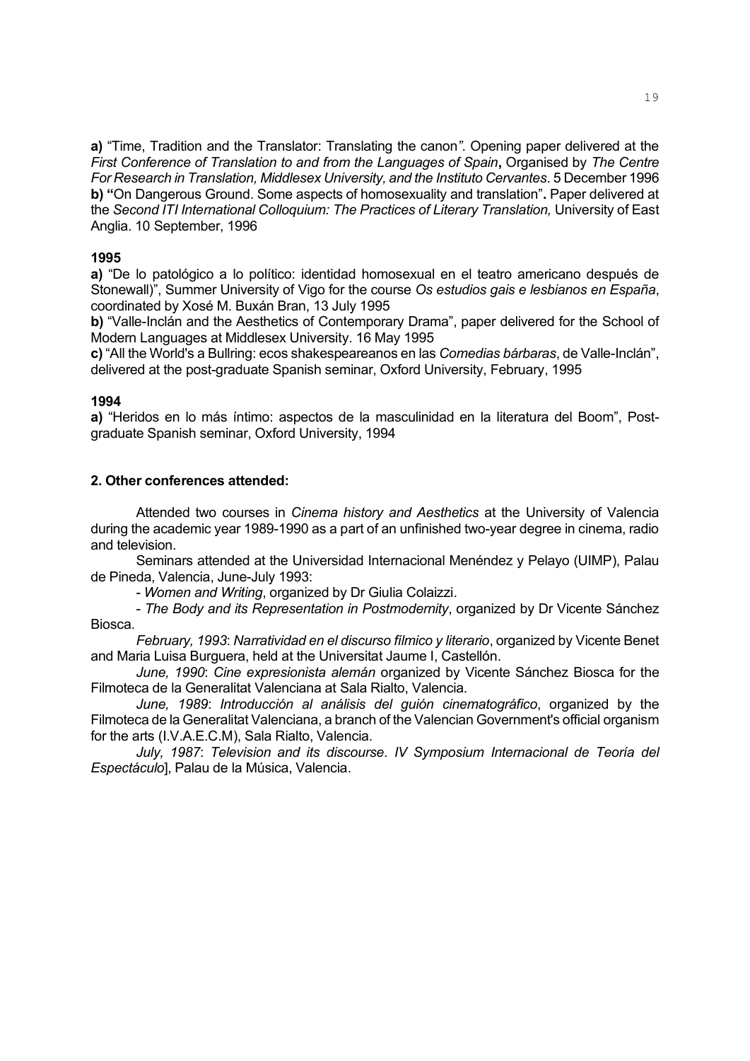**a)** "Time, Tradition and the Translator: Translating the canon*".* Opening paper delivered at the *First Conference of Translation to and from the Languages of Spain***,** Organised by *The Centre For Research in Translation, Middlesex University, and the Instituto Cervantes*. 5 December 1996
**b) "**On Dangerous Ground. Some aspects of homosexuality and translation"**.** Paper delivered at the *Second ITI International Colloquium: The Practices of Literary Translation,* University of East Anglia. 10 September, 1996

**1995**

**a)** "De lo patológico a lo político: identidad homosexual en el teatro americano después de Stonewall)", Summer University of Vigo for the course *Os estudios gais e lesbianos en España*, coordinated by Xosé M. Buxán Bran, 13 July 1995
**b)** "Valle-Inclán and the Aesthetics of Contemporary Drama", paper delivered for the School of Modern Languages at Middlesex University. 16 May 1995
**c)** "All the World's a Bullring: ecos shakespeareanos en las *Comedias bárbaras*, de Valle-Inclán", delivered at the post-graduate Spanish seminar, Oxford University, February, 1995

**1994**

**a)** "Heridos en lo más íntimo: aspectos de la masculinidad en la literatura del Boom", Post-graduate Spanish seminar, Oxford University, 1994

**2. Other conferences attended:**

Attended two courses in *Cinema history and Aesthetics* at the University of Valencia during the academic year 1989-1990 as a part of an unfinished two-year degree in cinema, radio and television.

Seminars attended at the Universidad Internacional Menéndez y Pelayo (UIMP), Palau de Pineda, Valencia, June-July 1993:

- *Women and Writing*, organized by Dr Giulia Colaizzi.

- *The Body and its Representation in Postmodernity*, organized by Dr Vicente Sánchez Biosca.

*February, 1993*: *Narratividad en el discurso fílmico y literario*, organized by Vicente Benet and Maria Luisa Burguera, held at the Universitat Jaume I, Castellón.

*June, 1990*: *Cine expresionista alemán* organized by Vicente Sánchez Biosca for the Filmoteca de la Generalitat Valenciana at Sala Rialto, Valencia.

*June, 1989*: *Introducción al análisis del guión cinematográfico*, organized by the Filmoteca de la Generalitat Valenciana, a branch of the Valencian Government's official organism for the arts (I.V.A.E.C.M), Sala Rialto, Valencia.

*July, 1987*: *Television and its discourse*. *IV Symposium Internacional de Teoría del Espectáculo*], Palau de la Música, Valencia.